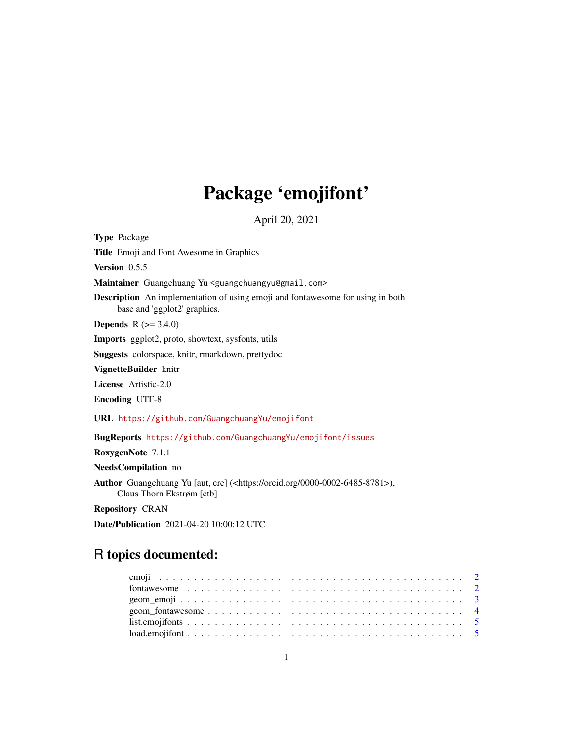# Package 'emojifont'

April 20, 2021

**Type** Package

**Title** Emoji and Font Awesome in Graphics

**Version** 0.5.5

**Maintainer** Guangchuang Yu <guangchuangyu@gmail.com>

**Description** An implementation of using emoji and fontawesome for using in both base and 'ggplot2' graphics.

**Depends** R (>= 3.4.0)

**Imports** ggplot2, proto, showtext, sysfonts, utils

**Suggests** colorspace, knitr, rmarkdown, prettydoc

**VignetteBuilder** knitr

**License** Artistic-2.0

**Encoding** UTF-8

**URL** https://github.com/GuangchuangYu/emojifont

**BugReports** https://github.com/GuangchuangYu/emojifont/issues

**RoxygenNote** 7.1.1

**NeedsCompilation** no

**Author** Guangchuang Yu [aut, cre] (<https://orcid.org/0000-0002-6485-8781>), Claus Thorn Ekstrøm [ctb]

**Repository** CRAN

**Date/Publication** 2021-04-20 10:00:12 UTC

## R topics documented:

- emoji . . . . . . . . . . . . . . . . . . . . . . . . . . . . . . . . . . . . . . . . . . . 2
- fontawesome . . . . . . . . . . . . . . . . . . . . . . . . . . . . . . . . . . . . . . . 2
- geom_emoji . . . . . . . . . . . . . . . . . . . . . . . . . . . . . . . . . . . . . . . . 3
- geom_fontawesome . . . . . . . . . . . . . . . . . . . . . . . . . . . . . . . . . . . 4
- list.emojifonts . . . . . . . . . . . . . . . . . . . . . . . . . . . . . . . . . . . . . . . 5
- load.emojifont . . . . . . . . . . . . . . . . . . . . . . . . . . . . . . . . . . . . . . . 5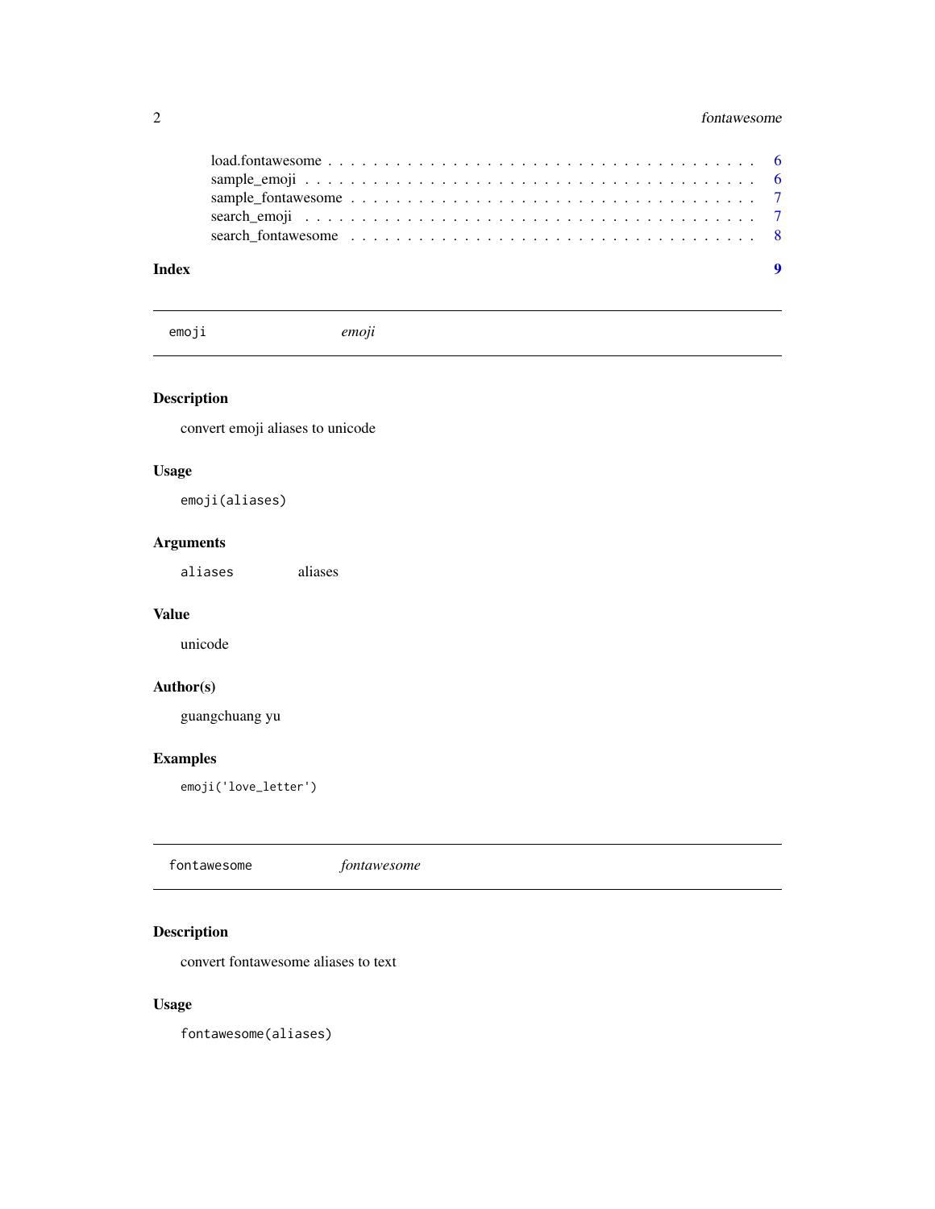load.fontawesome . . . . . . . . . . . . . . . . . . . . . . . . . . . . . . . . . . . 6
sample_emoji . . . . . . . . . . . . . . . . . . . . . . . . . . . . . . . . . . . . . 6
sample_fontawesome . . . . . . . . . . . . . . . . . . . . . . . . . . . . . . . . . . 7
search_emoji . . . . . . . . . . . . . . . . . . . . . . . . . . . . . . . . . . . . . 7
search_fontawesome . . . . . . . . . . . . . . . . . . . . . . . . . . . . . . . . . . 8

**Index** **9**

---

## emoji *emoji*

---

### Description

convert emoji aliases to unicode

### Usage

```
emoji(aliases)
```

### Arguments

| | |
|---|---|
| `aliases` | aliases |

### Value

unicode

### Author(s)

guangchuang yu

### Examples

```
emoji('love_letter')
```

---

## fontawesome *fontawesome*

---

### Description

convert fontawesome aliases to text

### Usage

```
fontawesome(aliases)
```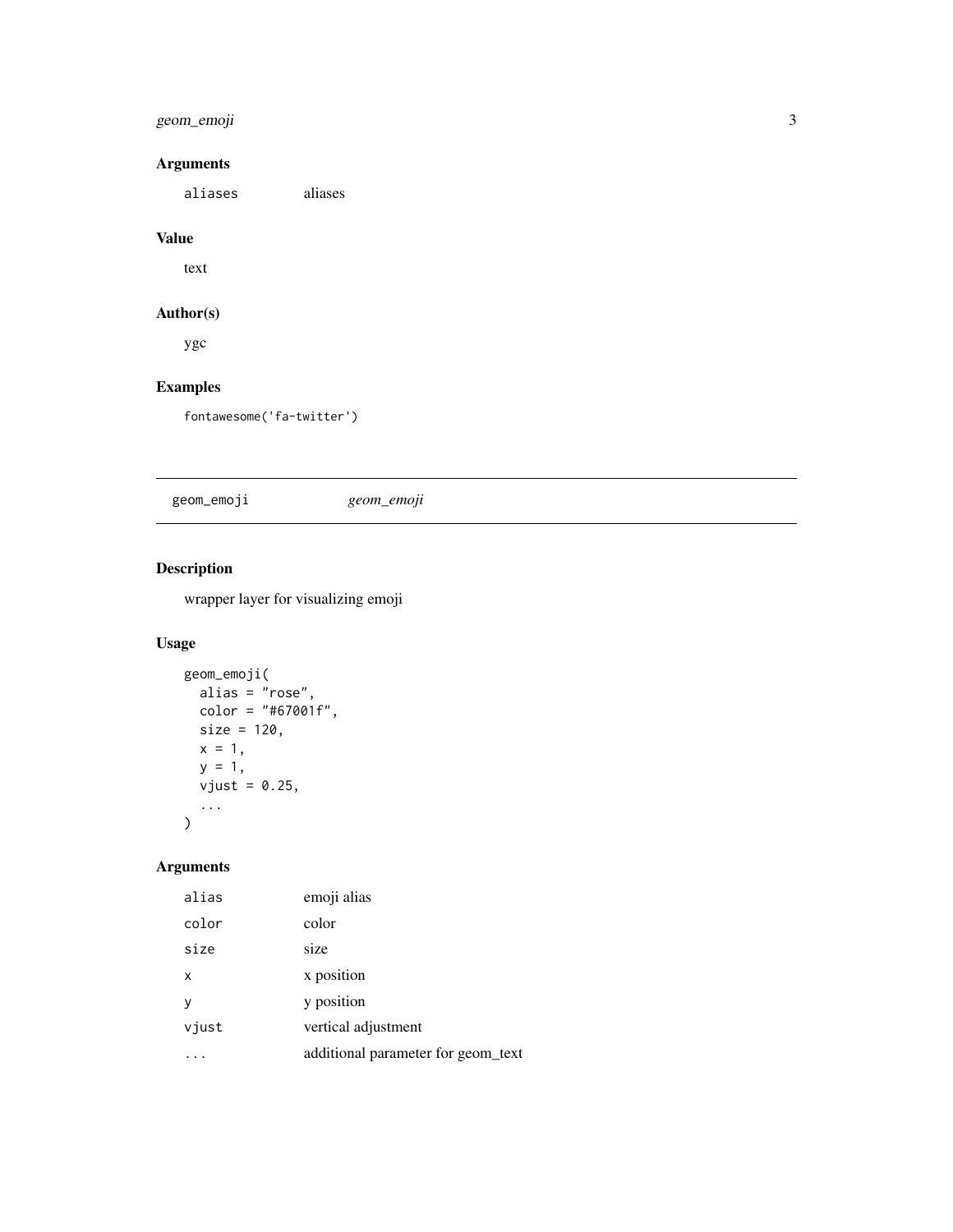## Arguments

| | |
|---|---|
| aliases | aliases |

## Value

text

## Author(s)

ygc

## Examples

```
fontawesome('fa-twitter')
```

---

geom_emoji *geom_emoji*

---

## Description

wrapper layer for visualizing emoji

## Usage

```
geom_emoji(
  alias = "rose",
  color = "#67001f",
  size = 120,
  x = 1,
  y = 1,
  vjust = 0.25,
  ...
)
```

## Arguments

| | |
|---|---|
| alias | emoji alias |
| color | color |
| size | size |
| x | x position |
| y | y position |
| vjust | vertical adjustment |
| ... | additional parameter for geom_text |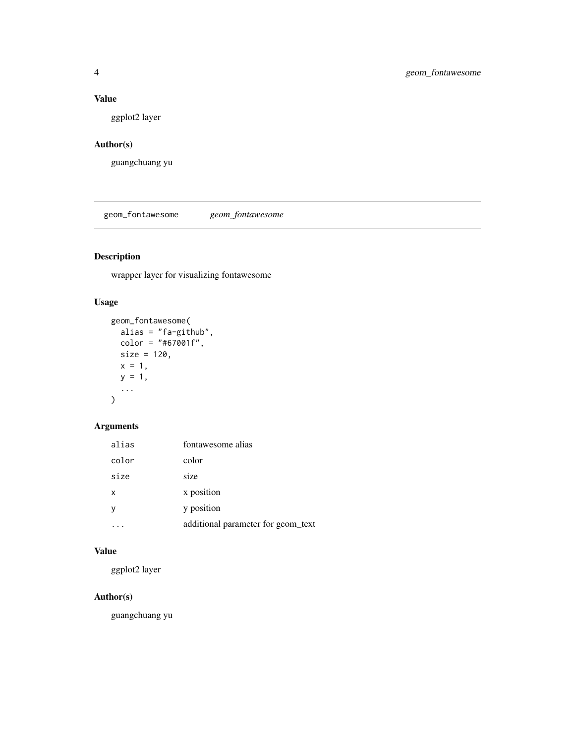### Value

ggplot2 layer

### Author(s)

guangchuang yu

---

## geom_fontawesome *geom_fontawesome*

---

### Description

wrapper layer for visualizing fontawesome

### Usage

```
geom_fontawesome(
  alias = "fa-github",
  color = "#67001f",
  size = 120,
  x = 1,
  y = 1,
  ...
)
```

### Arguments

| | |
|---|---|
| alias | fontawesome alias |
| color | color |
| size | size |
| x | x position |
| y | y position |
| ... | additional parameter for geom_text |

### Value

ggplot2 layer

### Author(s)

guangchuang yu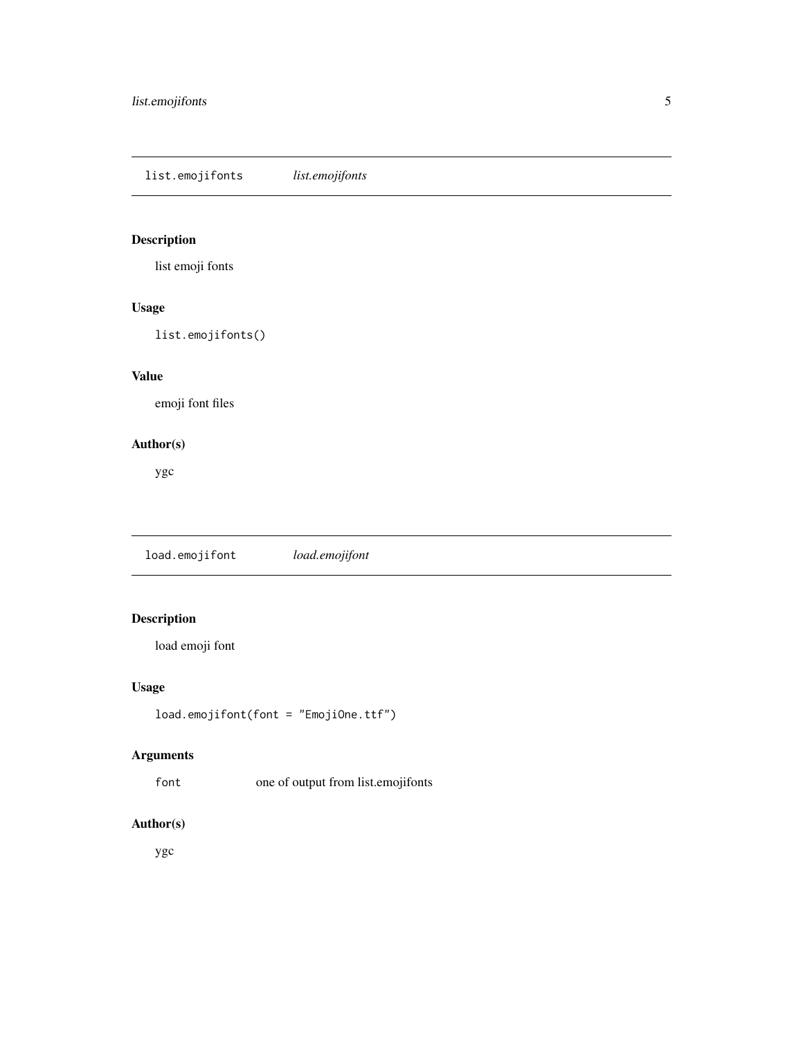## list.emojifonts *list.emojifonts*

### Description

list emoji fonts

### Usage

```
list.emojifonts()
```

### Value

emoji font files

### Author(s)

ygc

## load.emojifont *load.emojifont*

### Description

load emoji font

### Usage

```
load.emojifont(font = "EmojiOne.ttf")
```

### Arguments

| | |
|---|---|
| `font` | one of output from list.emojifonts |

### Author(s)

ygc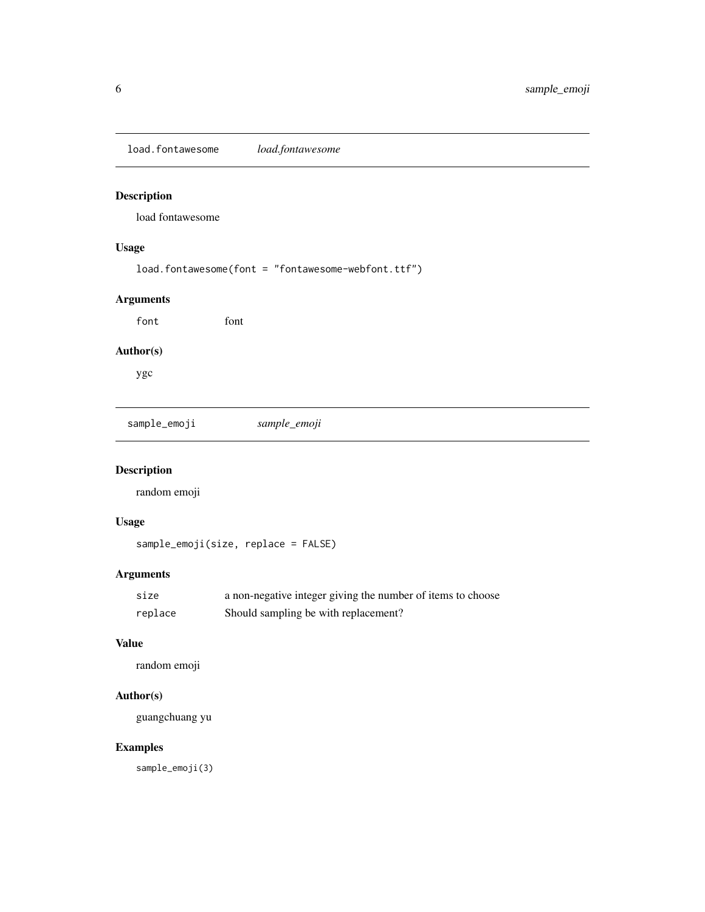## load.fontawesome *load.fontawesome*

### Description

load fontawesome

### Usage

```
load.fontawesome(font = "fontawesome-webfont.ttf")
```

### Arguments

| | |
|---|---|
| font | font |

### Author(s)

ygc

## sample_emoji *sample_emoji*

### Description

random emoji

### Usage

```
sample_emoji(size, replace = FALSE)
```

### Arguments

| | |
|---|---|
| size | a non-negative integer giving the number of items to choose |
| replace | Should sampling be with replacement? |

### Value

random emoji

### Author(s)

guangchuang yu

### Examples

```
sample_emoji(3)
```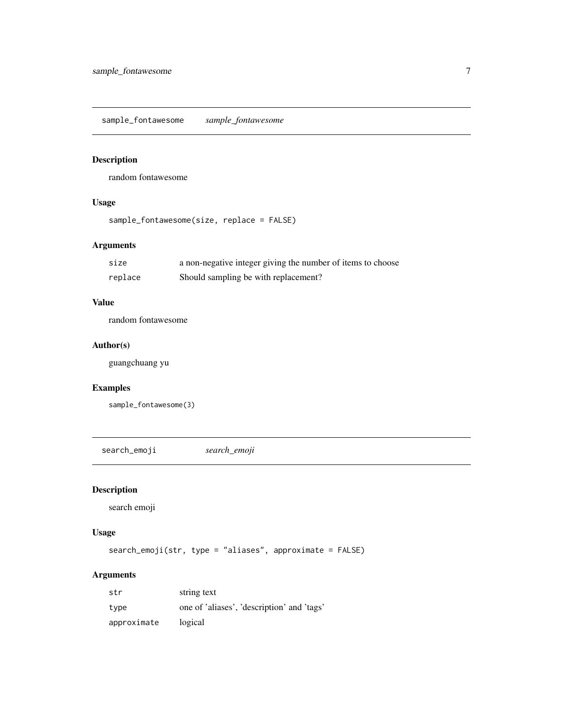## sample_fontawesome *sample_fontawesome*

### Description

random fontawesome

### Usage

```
sample_fontawesome(size, replace = FALSE)
```

### Arguments

| | |
|---|---|
| `size` | a non-negative integer giving the number of items to choose |
| `replace` | Should sampling be with replacement? |

### Value

random fontawesome

### Author(s)

guangchuang yu

### Examples

```
sample_fontawesome(3)
```

## search_emoji *search_emoji*

### Description

search emoji

### Usage

```
search_emoji(str, type = "aliases", approximate = FALSE)
```

### Arguments

| | |
|---|---|
| `str` | string text |
| `type` | one of 'aliases', 'description' and 'tags' |
| `approximate` | logical |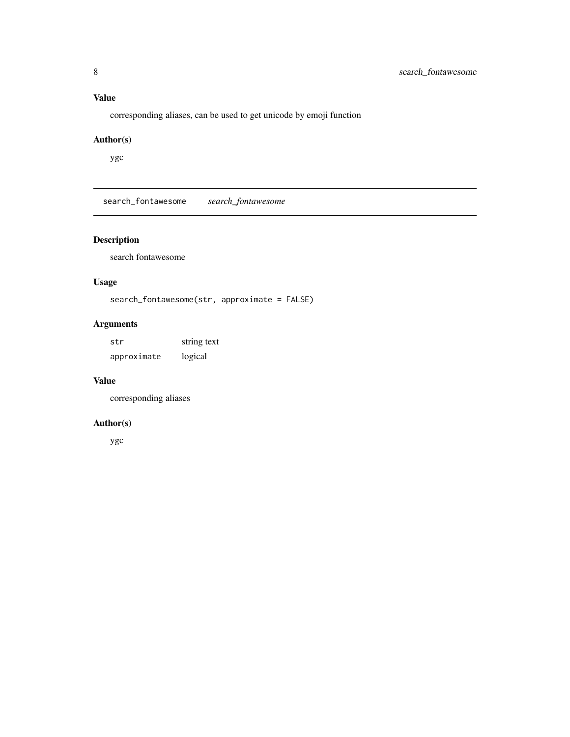### Value

corresponding aliases, can be used to get unicode by emoji function

### Author(s)

ygc

---

## search_fontawesome    *search_fontawesome*

### Description

search fontawesome

### Usage

```
search_fontawesome(str, approximate = FALSE)
```

### Arguments

| | |
|---|---|
| `str` | string text |
| `approximate` | logical |

### Value

corresponding aliases

### Author(s)

ygc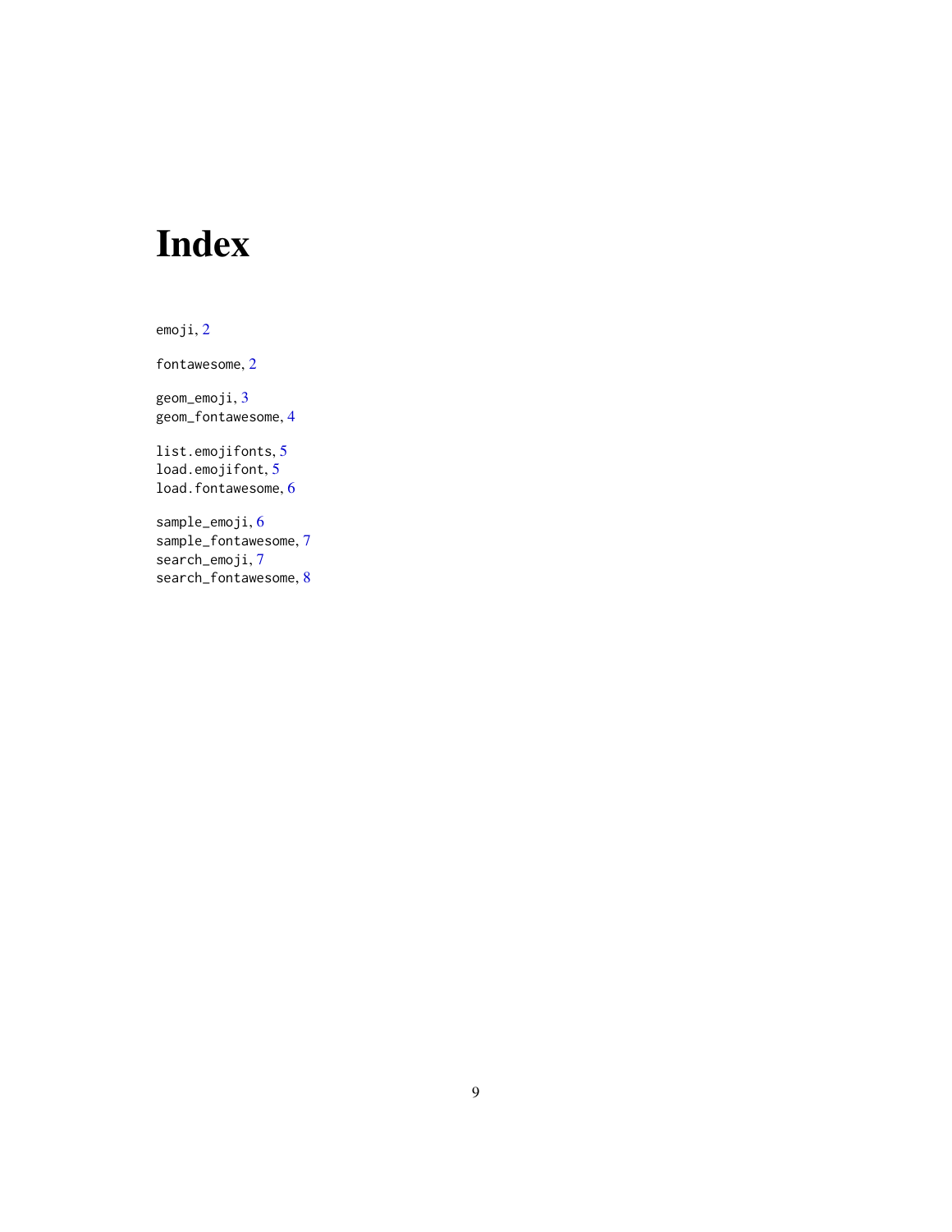# Index

emoji, 2

fontawesome, 2

geom_emoji, 3
geom_fontawesome, 4

list.emojifonts, 5
load.emojifont, 5
load.fontawesome, 6

sample_emoji, 6
sample_fontawesome, 7
search_emoji, 7
search_fontawesome, 8